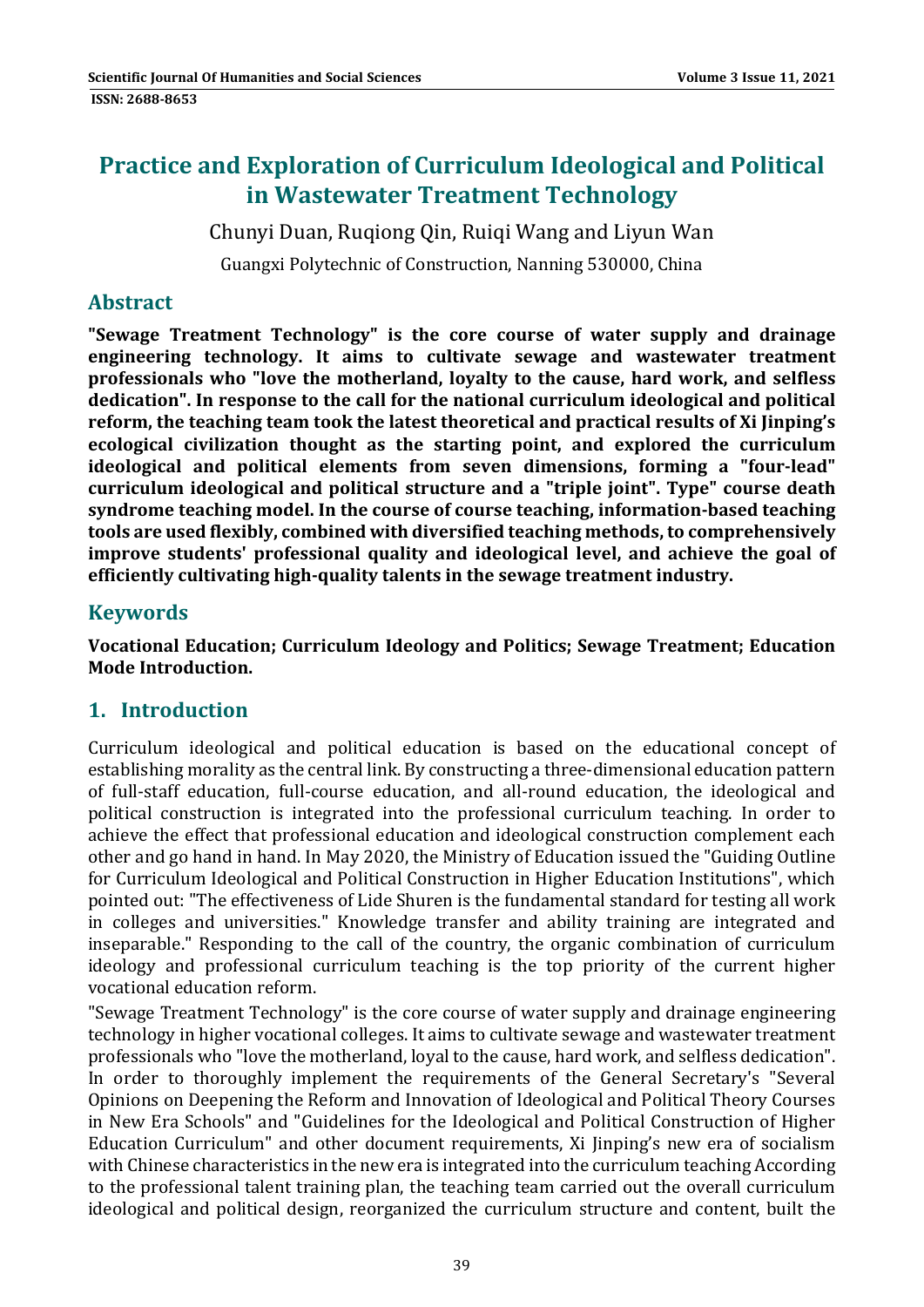# Practice and Exploration of Curriculum Ideological and Political in Wastewater Treatment Technology

Chunyi Duan, Ruqiong Qin, Ruiqi Wang and Liyun Wan

Guangxi Polytechnic of Construction, Nanning 530000, China

## Abstract

**"Sewage Treatment Technology" is the core course of water supply and drainage engineering technology. It aims to cultivate sewage and wastewater treatment professionals who "love the motherland, loyalty to the cause, hard work, and selfless dedication". In response to the call for the national curriculum ideological and political reform, the teaching team took the latest theoretical and practical results of Xi Jinping's ecological civilization thought as the starting point, and explored the curriculum ideological and political elements from seven dimensions, forming a "four-lead" curriculum ideological and political structure and a "triple joint". Type" course death syndrome teaching model. In the course of course teaching, information-based teaching tools are used flexibly, combined with diversified teaching methods, to comprehensively improve students' professional quality and ideological level, and achieve the goal of efficiently cultivating high-quality talents in the sewage treatment industry.**

## Keywords

**Vocational Education; Curriculum Ideology and Politics; Sewage Treatment; Education Mode Introduction.**

## 1. Introduction

Curriculum ideological and political education is based on the educational concept of establishing morality as the central link. By constructing a three-dimensional education pattern of full-staff education, full-course education, and all-round education, the ideological and political construction is integrated into the professional curriculum teaching. In order to achieve the effect that professional education and ideological construction complement each other and go hand in hand. In May 2020, the Ministry of Education issued the "Guiding Outline for Curriculum Ideological and Political Construction in Higher Education Institutions", which pointed out: "The effectiveness of Lide Shuren is the fundamental standard for testing all work in colleges and universities." Knowledge transfer and ability training are integrated and inseparable." Responding to the call of the country, the organic combination of curriculum ideology and professional curriculum teaching is the top priority of the current higher vocational education reform.

"Sewage Treatment Technology" is the core course of water supply and drainage engineering technology in higher vocational colleges. It aims to cultivate sewage and wastewater treatment professionals who "love the motherland, loyal to the cause, hard work, and selfless dedication". In order to thoroughly implement the requirements of the General Secretary's "Several Opinions on Deepening the Reform and Innovation of Ideological and Political Theory Courses in New Era Schools" and "Guidelines for the Ideological and Political Construction of Higher Education Curriculum" and other document requirements, Xi Jinping's new era of socialism with Chinese characteristics in the new era is integrated into the curriculum teaching According to the professional talent training plan, the teaching team carried out the overall curriculum ideological and political design, reorganized the curriculum structure and content, built the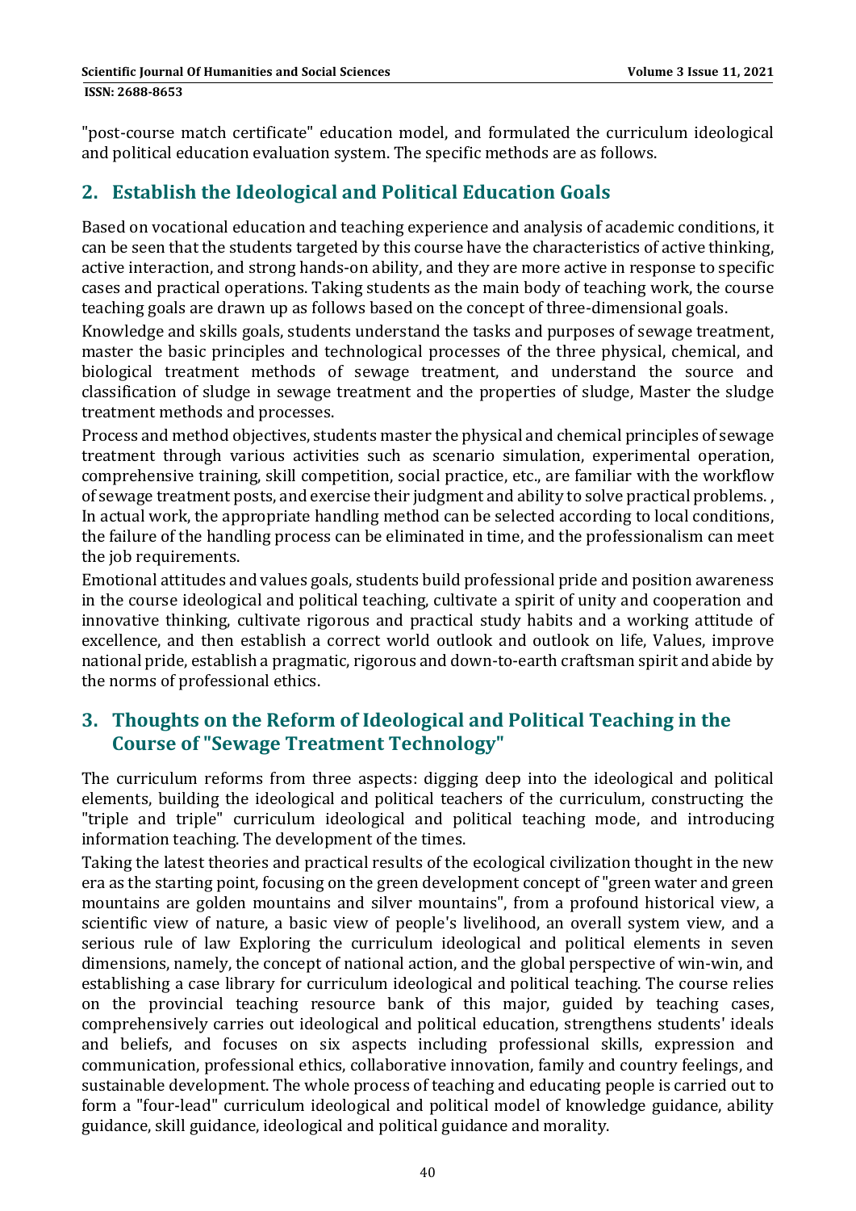"post-course match certificate" education model, and formulated the curriculum ideological and political education evaluation system. The specific methods are as follows.

## 2. Establish the Ideological and Political Education Goals

Based on vocational education and teaching experience and analysis of academic conditions, it can be seen that the students targeted by this course have the characteristics of active thinking, active interaction, and strong hands-on ability, and they are more active in response to specific cases and practical operations. Taking students as the main body of teaching work, the course teaching goals are drawn up as follows based on the concept of three-dimensional goals.

Knowledge and skills goals, students understand the tasks and purposes of sewage treatment, master the basic principles and technological processes of the three physical, chemical, and biological treatment methods of sewage treatment, and understand the source and classification of sludge in sewage treatment and the properties of sludge, Master the sludge treatment methods and processes.

Process and method objectives, students master the physical and chemical principles of sewage treatment through various activities such as scenario simulation, experimental operation, comprehensive training, skill competition, social practice, etc., are familiar with the workflow of sewage treatment posts, and exercise their judgment and ability to solve practical problems. , In actual work, the appropriate handling method can be selected according to local conditions, the failure of the handling process can be eliminated in time, and the professionalism can meet the job requirements.

Emotional attitudes and values goals, students build professional pride and position awareness in the course ideological and political teaching, cultivate a spirit of unity and cooperation and innovative thinking, cultivate rigorous and practical study habits and a working attitude of excellence, and then establish a correct world outlook and outlook on life, Values, improve national pride, establish a pragmatic, rigorous and down-to-earth craftsman spirit and abide by the norms of professional ethics.

## 3. Thoughts on the Reform of Ideological and Political Teaching in the Course of "Sewage Treatment Technology"

The curriculum reforms from three aspects: digging deep into the ideological and political elements, building the ideological and political teachers of the curriculum, constructing the "triple and triple" curriculum ideological and political teaching mode, and introducing information teaching. The development of the times.

Taking the latest theories and practical results of the ecological civilization thought in the new era as the starting point, focusing on the green development concept of "green water and green mountains are golden mountains and silver mountains", from a profound historical view, a scientific view of nature, a basic view of people's livelihood, an overall system view, and a serious rule of law Exploring the curriculum ideological and political elements in seven dimensions, namely, the concept of national action, and the global perspective of win-win, and establishing a case library for curriculum ideological and political teaching. The course relies on the provincial teaching resource bank of this major, guided by teaching cases, comprehensively carries out ideological and political education, strengthens students' ideals and beliefs, and focuses on six aspects including professional skills, expression and communication, professional ethics, collaborative innovation, family and country feelings, and sustainable development. The whole process of teaching and educating people is carried out to form a "four-lead" curriculum ideological and political model of knowledge guidance, ability guidance, skill guidance, ideological and political guidance and morality.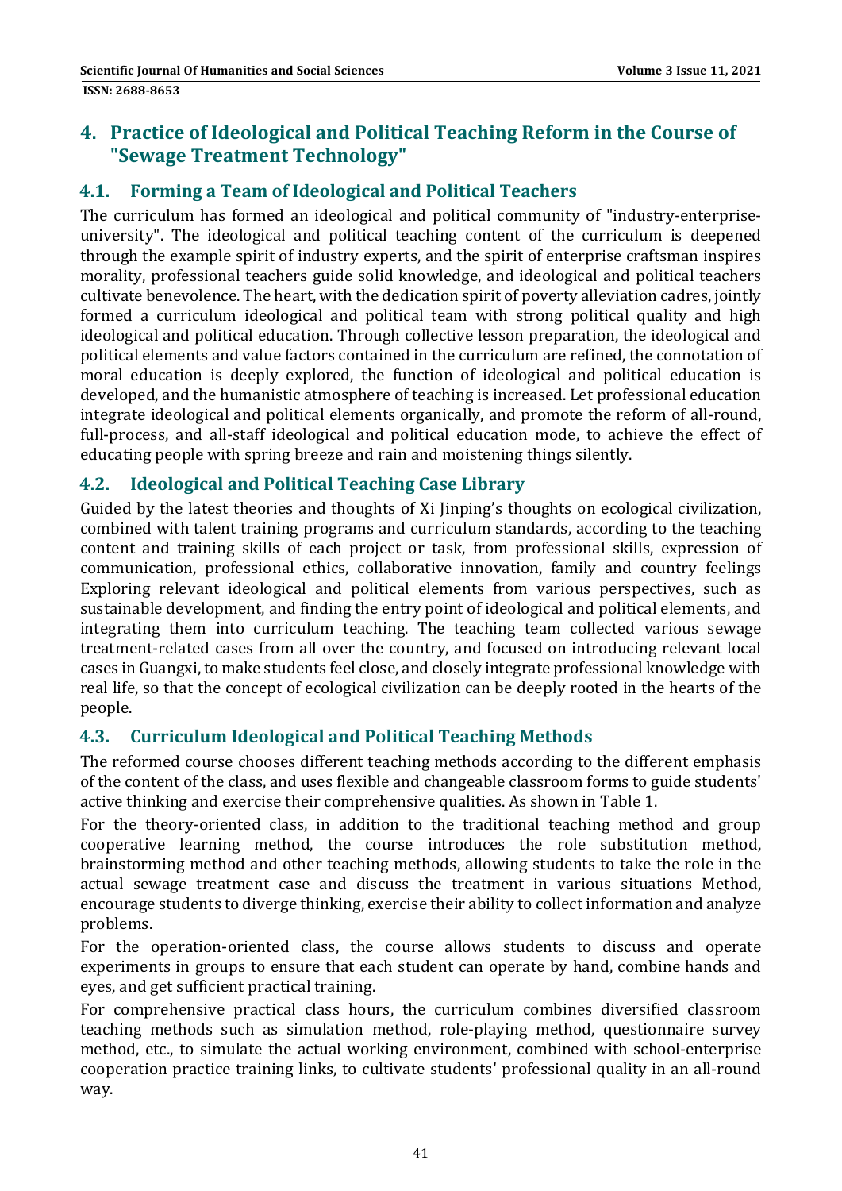## 4. Practice of Ideological and Political Teaching Reform in the Course of "Sewage Treatment Technology"

### 4.1. Forming a Team of Ideological and Political Teachers

The curriculum has formed an ideological and political community of "industry-enterprise-university". The ideological and political teaching content of the curriculum is deepened through the example spirit of industry experts, and the spirit of enterprise craftsman inspires morality, professional teachers guide solid knowledge, and ideological and political teachers cultivate benevolence. The heart, with the dedication spirit of poverty alleviation cadres, jointly formed a curriculum ideological and political team with strong political quality and high ideological and political education. Through collective lesson preparation, the ideological and political elements and value factors contained in the curriculum are refined, the connotation of moral education is deeply explored, the function of ideological and political education is developed, and the humanistic atmosphere of teaching is increased. Let professional education integrate ideological and political elements organically, and promote the reform of all-round, full-process, and all-staff ideological and political education mode, to achieve the effect of educating people with spring breeze and rain and moistening things silently.

### 4.2. Ideological and Political Teaching Case Library

Guided by the latest theories and thoughts of Xi Jinping's thoughts on ecological civilization, combined with talent training programs and curriculum standards, according to the teaching content and training skills of each project or task, from professional skills, expression of communication, professional ethics, collaborative innovation, family and country feelings Exploring relevant ideological and political elements from various perspectives, such as sustainable development, and finding the entry point of ideological and political elements, and integrating them into curriculum teaching. The teaching team collected various sewage treatment-related cases from all over the country, and focused on introducing relevant local cases in Guangxi, to make students feel close, and closely integrate professional knowledge with real life, so that the concept of ecological civilization can be deeply rooted in the hearts of the people.

### 4.3. Curriculum Ideological and Political Teaching Methods

The reformed course chooses different teaching methods according to the different emphasis of the content of the class, and uses flexible and changeable classroom forms to guide students' active thinking and exercise their comprehensive qualities. As shown in Table 1.

For the theory-oriented class, in addition to the traditional teaching method and group cooperative learning method, the course introduces the role substitution method, brainstorming method and other teaching methods, allowing students to take the role in the actual sewage treatment case and discuss the treatment in various situations Method, encourage students to diverge thinking, exercise their ability to collect information and analyze problems.

For the operation-oriented class, the course allows students to discuss and operate experiments in groups to ensure that each student can operate by hand, combine hands and eyes, and get sufficient practical training.

For comprehensive practical class hours, the curriculum combines diversified classroom teaching methods such as simulation method, role-playing method, questionnaire survey method, etc., to simulate the actual working environment, combined with school-enterprise cooperation practice training links, to cultivate students' professional quality in an all-round way.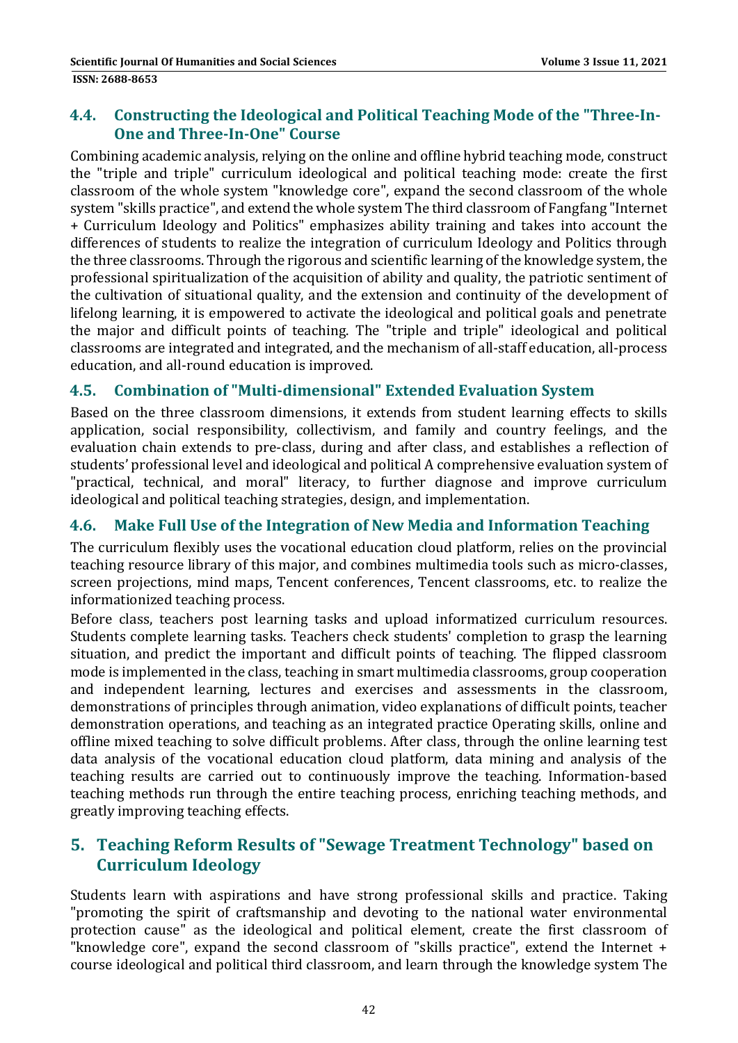### 4.4. Constructing the Ideological and Political Teaching Mode of the "Three-In-One and Three-In-One" Course

Combining academic analysis, relying on the online and offline hybrid teaching mode, construct the "triple and triple" curriculum ideological and political teaching mode: create the first classroom of the whole system "knowledge core", expand the second classroom of the whole system "skills practice", and extend the whole system The third classroom of Fangfang "Internet + Curriculum Ideology and Politics" emphasizes ability training and takes into account the differences of students to realize the integration of curriculum Ideology and Politics through the three classrooms. Through the rigorous and scientific learning of the knowledge system, the professional spiritualization of the acquisition of ability and quality, the patriotic sentiment of the cultivation of situational quality, and the extension and continuity of the development of lifelong learning, it is empowered to activate the ideological and political goals and penetrate the major and difficult points of teaching. The "triple and triple" ideological and political classrooms are integrated and integrated, and the mechanism of all-staff education, all-process education, and all-round education is improved.

### 4.5. Combination of "Multi-dimensional" Extended Evaluation System

Based on the three classroom dimensions, it extends from student learning effects to skills application, social responsibility, collectivism, and family and country feelings, and the evaluation chain extends to pre-class, during and after class, and establishes a reflection of students' professional level and ideological and political A comprehensive evaluation system of "practical, technical, and moral" literacy, to further diagnose and improve curriculum ideological and political teaching strategies, design, and implementation.

### 4.6. Make Full Use of the Integration of New Media and Information Teaching

The curriculum flexibly uses the vocational education cloud platform, relies on the provincial teaching resource library of this major, and combines multimedia tools such as micro-classes, screen projections, mind maps, Tencent conferences, Tencent classrooms, etc. to realize the informationized teaching process.

Before class, teachers post learning tasks and upload informatized curriculum resources. Students complete learning tasks. Teachers check students' completion to grasp the learning situation, and predict the important and difficult points of teaching. The flipped classroom mode is implemented in the class, teaching in smart multimedia classrooms, group cooperation and independent learning, lectures and exercises and assessments in the classroom, demonstrations of principles through animation, video explanations of difficult points, teacher demonstration operations, and teaching as an integrated practice Operating skills, online and offline mixed teaching to solve difficult problems. After class, through the online learning test data analysis of the vocational education cloud platform, data mining and analysis of the teaching results are carried out to continuously improve the teaching. Information-based teaching methods run through the entire teaching process, enriching teaching methods, and greatly improving teaching effects.

## 5. Teaching Reform Results of "Sewage Treatment Technology" based on Curriculum Ideology

Students learn with aspirations and have strong professional skills and practice. Taking "promoting the spirit of craftsmanship and devoting to the national water environmental protection cause" as the ideological and political element, create the first classroom of "knowledge core", expand the second classroom of "skills practice", extend the Internet + course ideological and political third classroom, and learn through the knowledge system The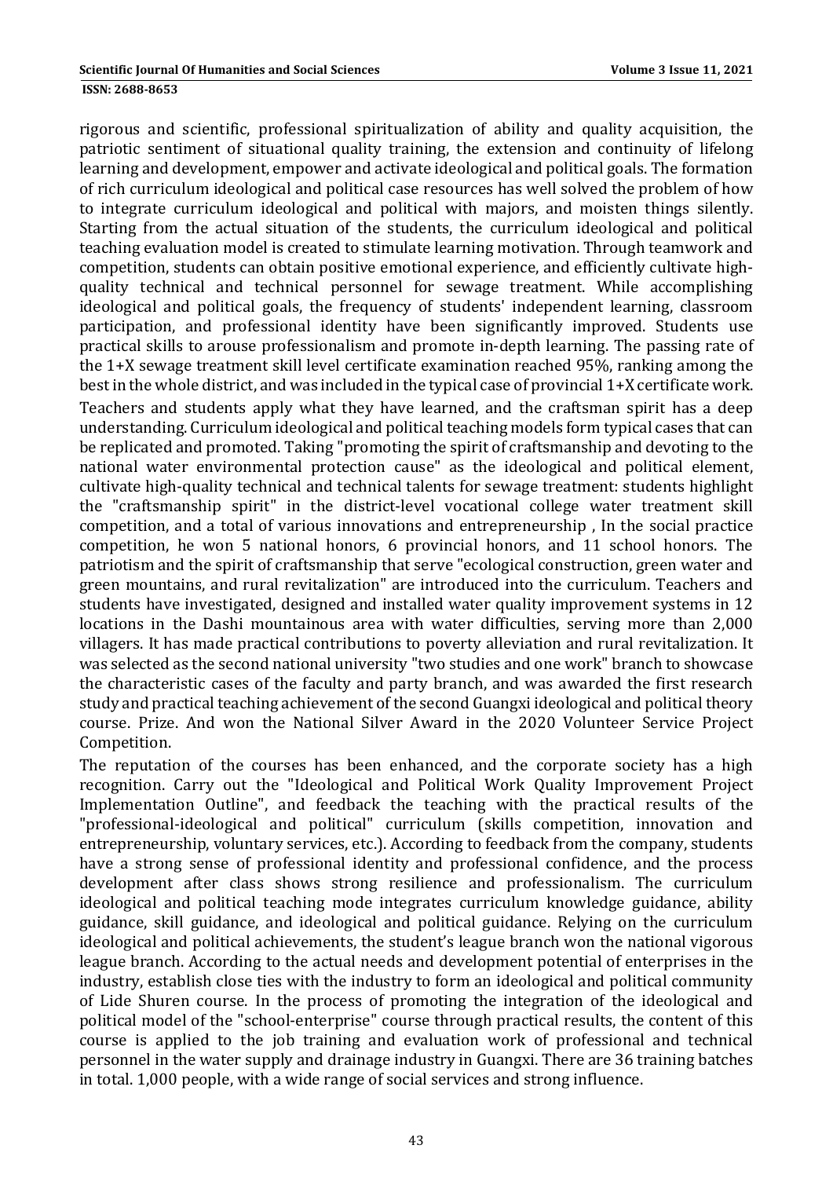rigorous and scientific, professional spiritualization of ability and quality acquisition, the patriotic sentiment of situational quality training, the extension and continuity of lifelong learning and development, empower and activate ideological and political goals. The formation of rich curriculum ideological and political case resources has well solved the problem of how to integrate curriculum ideological and political with majors, and moisten things silently. Starting from the actual situation of the students, the curriculum ideological and political teaching evaluation model is created to stimulate learning motivation. Through teamwork and competition, students can obtain positive emotional experience, and efficiently cultivate high-quality technical and technical personnel for sewage treatment. While accomplishing ideological and political goals, the frequency of students' independent learning, classroom participation, and professional identity have been significantly improved. Students use practical skills to arouse professionalism and promote in-depth learning. The passing rate of the 1+X sewage treatment skill level certificate examination reached 95%, ranking among the best in the whole district, and was included in the typical case of provincial 1+X certificate work.

Teachers and students apply what they have learned, and the craftsman spirit has a deep understanding. Curriculum ideological and political teaching models form typical cases that can be replicated and promoted. Taking "promoting the spirit of craftsmanship and devoting to the national water environmental protection cause" as the ideological and political element, cultivate high-quality technical and technical talents for sewage treatment: students highlight the "craftsmanship spirit" in the district-level vocational college water treatment skill competition, and a total of various innovations and entrepreneurship , In the social practice competition, he won 5 national honors, 6 provincial honors, and 11 school honors. The patriotism and the spirit of craftsmanship that serve "ecological construction, green water and green mountains, and rural revitalization" are introduced into the curriculum. Teachers and students have investigated, designed and installed water quality improvement systems in 12 locations in the Dashi mountainous area with water difficulties, serving more than 2,000 villagers. It has made practical contributions to poverty alleviation and rural revitalization. It was selected as the second national university "two studies and one work" branch to showcase the characteristic cases of the faculty and party branch, and was awarded the first research study and practical teaching achievement of the second Guangxi ideological and political theory course. Prize. And won the National Silver Award in the 2020 Volunteer Service Project Competition.

The reputation of the courses has been enhanced, and the corporate society has a high recognition. Carry out the "Ideological and Political Work Quality Improvement Project Implementation Outline", and feedback the teaching with the practical results of the "professional-ideological and political" curriculum (skills competition, innovation and entrepreneurship, voluntary services, etc.). According to feedback from the company, students have a strong sense of professional identity and professional confidence, and the process development after class shows strong resilience and professionalism. The curriculum ideological and political teaching mode integrates curriculum knowledge guidance, ability guidance, skill guidance, and ideological and political guidance. Relying on the curriculum ideological and political achievements, the student's league branch won the national vigorous league branch. According to the actual needs and development potential of enterprises in the industry, establish close ties with the industry to form an ideological and political community of Lide Shuren course. In the process of promoting the integration of the ideological and political model of the "school-enterprise" course through practical results, the content of this course is applied to the job training and evaluation work of professional and technical personnel in the water supply and drainage industry in Guangxi. There are 36 training batches in total. 1,000 people, with a wide range of social services and strong influence.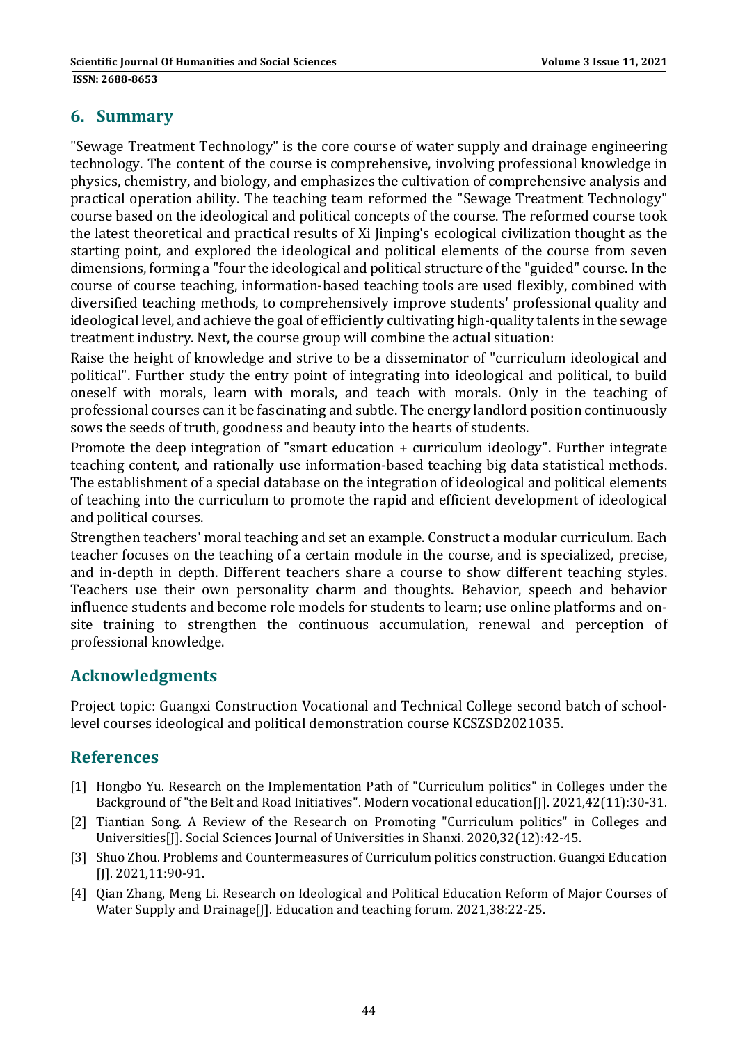## 6. Summary

"Sewage Treatment Technology" is the core course of water supply and drainage engineering technology. The content of the course is comprehensive, involving professional knowledge in physics, chemistry, and biology, and emphasizes the cultivation of comprehensive analysis and practical operation ability. The teaching team reformed the "Sewage Treatment Technology" course based on the ideological and political concepts of the course. The reformed course took the latest theoretical and practical results of Xi Jinping's ecological civilization thought as the starting point, and explored the ideological and political elements of the course from seven dimensions, forming a "four the ideological and political structure of the "guided" course. In the course of course teaching, information-based teaching tools are used flexibly, combined with diversified teaching methods, to comprehensively improve students' professional quality and ideological level, and achieve the goal of efficiently cultivating high-quality talents in the sewage treatment industry. Next, the course group will combine the actual situation:

Raise the height of knowledge and strive to be a disseminator of "curriculum ideological and political". Further study the entry point of integrating into ideological and political, to build oneself with morals, learn with morals, and teach with morals. Only in the teaching of professional courses can it be fascinating and subtle. The energy landlord position continuously sows the seeds of truth, goodness and beauty into the hearts of students.

Promote the deep integration of "smart education + curriculum ideology". Further integrate teaching content, and rationally use information-based teaching big data statistical methods. The establishment of a special database on the integration of ideological and political elements of teaching into the curriculum to promote the rapid and efficient development of ideological and political courses.

Strengthen teachers' moral teaching and set an example. Construct a modular curriculum. Each teacher focuses on the teaching of a certain module in the course, and is specialized, precise, and in-depth in depth. Different teachers share a course to show different teaching styles. Teachers use their own personality charm and thoughts. Behavior, speech and behavior influence students and become role models for students to learn; use online platforms and on-site training to strengthen the continuous accumulation, renewal and perception of professional knowledge.

## Acknowledgments

Project topic: Guangxi Construction Vocational and Technical College second batch of school-level courses ideological and political demonstration course KCSZSD2021035.

## References

[1] Hongbo Yu. Research on the Implementation Path of "Curriculum politics" in Colleges under the Background of "the Belt and Road Initiatives". Modern vocational education[J]. 2021,42(11):30-31.

[2] Tiantian Song. A Review of the Research on Promoting "Curriculum politics" in Colleges and Universities[J]. Social Sciences Journal of Universities in Shanxi. 2020,32(12):42-45.

[3] Shuo Zhou. Problems and Countermeasures of Curriculum politics construction. Guangxi Education [J]. 2021,11:90-91.

[4] Qian Zhang, Meng Li. Research on Ideological and Political Education Reform of Major Courses of Water Supply and Drainage[J]. Education and teaching forum. 2021,38:22-25.